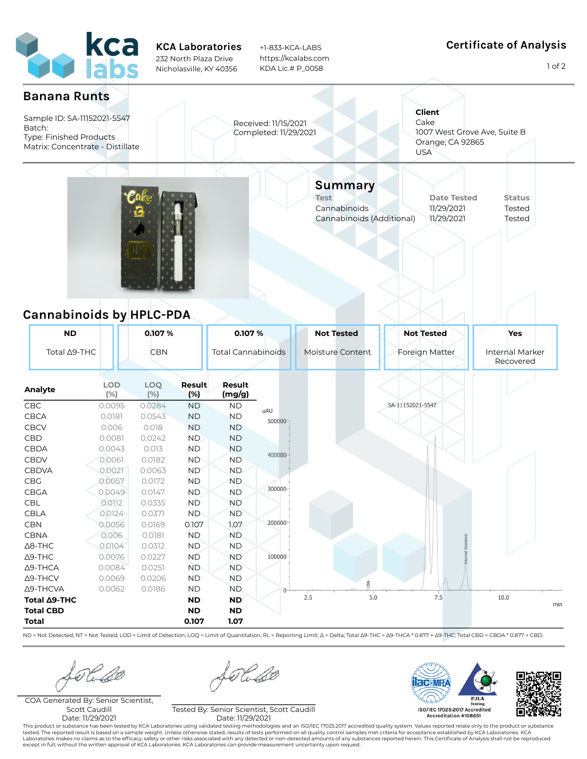# KCA Laboratories

232 North Plaza Drive
Nicholasville, KY 40356

+1-833-KCA-LABS
https://kcalabs.com
KDA Lic.# P_0058

**Certificate of Analysis**

## Banana Runts

Sample ID: SA-11152021-5547
Batch:
Type: Finished Products
Matrix: Concentrate - Distillate

Received: 11/15/2021
Completed: 11/29/2021

**Client**
Cake
1007 West Grove Ave, Suite B
Orange, CA 92865
USA

## Summary

| Test | Date Tested | Status |
|---|---|---|
| Cannabinoids | 11/29/2021 | Tested |
| Cannabinoids (Additional) | 11/29/2021 | Tested |

## Cannabinoids by HPLC-PDA

| ND | 0.107 % | 0.107 % | Not Tested | Not Tested | Yes |
|---|---|---|---|---|---|
| Total Δ9-THC | CBN | Total Cannabinoids | Moisture Content | Foreign Matter | Internal Marker Recovered |

| Analyte | LOD (%) | LOQ (%) | Result (%) | Result (mg/g) |
|---|---|---|---|---|
| CBC | 0.0095 | 0.0284 | ND | ND |
| CBCA | 0.0181 | 0.0543 | ND | ND |
| CBCV | 0.006 | 0.018 | ND | ND |
| CBD | 0.0081 | 0.0242 | ND | ND |
| CBDA | 0.0043 | 0.013 | ND | ND |
| CBDV | 0.0061 | 0.0182 | ND | ND |
| CBDVA | 0.0021 | 0.0063 | ND | ND |
| CBG | 0.0057 | 0.0172 | ND | ND |
| CBGA | 0.0049 | 0.0147 | ND | ND |
| CBL | 0.0112 | 0.0335 | ND | ND |
| CBLA | 0.0124 | 0.0371 | ND | ND |
| CBN | 0.0056 | 0.0169 | 0.107 | 1.07 |
| CBNA | 0.006 | 0.0181 | ND | ND |
| Δ8-THC | 0.0104 | 0.0312 | ND | ND |
| Δ9-THC | 0.0076 | 0.0227 | ND | ND |
| Δ9-THCA | 0.0084 | 0.0251 | ND | ND |
| Δ9-THCV | 0.0069 | 0.0206 | ND | ND |
| Δ9-THCVA | 0.0062 | 0.0186 | ND | ND |
| **Total Δ9-THC** | | | **ND** | **ND** |
| **Total CBD** | | | **ND** | **ND** |
| **Total** | | | **0.107** | **1.07** |

ND = Not Detected; NT = Not Tested; LOD = Limit of Detection; LOQ = Limit of Quantitation; RL = Reporting Limit; Δ = Delta; Total Δ9-THC = Δ9-THCA * 0.877 + Δ9-THC; Total CBD = CBDA * 0.877 + CBD;

COA Generated By: Senior Scientist, Scott Caudill
Date: 11/29/2021

Tested By: Senior Scientist, Scott Caudill
Date: 11/29/2021

ISO/IEC 17025:2017 Accredited
Accreditation #108651

This product or substance has been tested by KCA Laboratories using validated testing methodologies and an ISO/IEC 17025:2017 accredited quality system. Values reported relate only to the product or substance tested. The reported result is based on a sample weight. Unless otherwise stated, results of tests performed on all quality control samples met criteria for acceptance established by KCA Laboratories. KCA Laboratories makes no claims as to the efficacy, safety or other risks associated with any detected or non-detected amounts of any substances reported herein. This Certificate of Analysis shall not be reproduced except in full, without the written approval of KCA Laboratories. KCA Laboratories can provide measurement uncertainty upon request.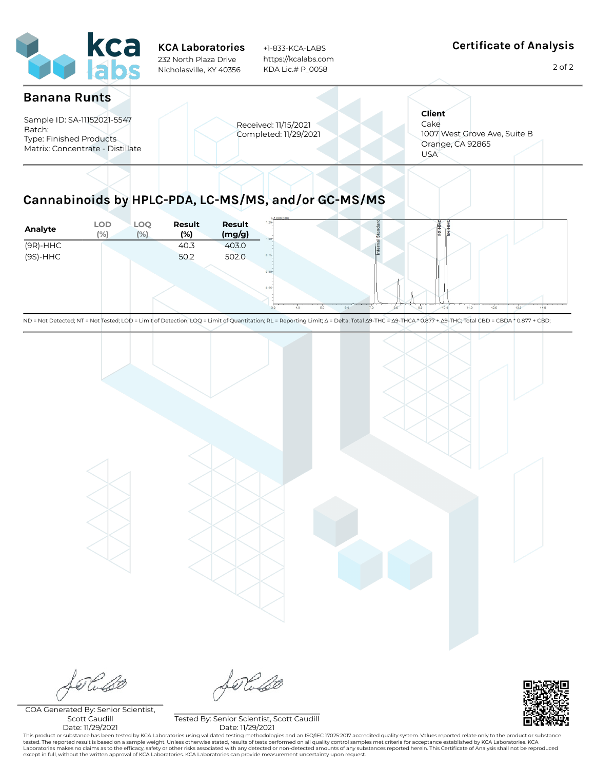KCA Laboratories
232 North Plaza Drive
Nicholasville, KY 40356

+1-833-KCA-LABS
https://kcalabs.com
KDA Lic.# P_0058

# Certificate of Analysis

## Banana Runts

Sample ID: SA-11152021-5547
Batch:
Type: Finished Products
Matrix: Concentrate - Distillate

Received: 11/15/2021
Completed: 11/29/2021

**Client**
Cake
1007 West Grove Ave, Suite B
Orange, CA 92865
USA

## Cannabinoids by HPLC-PDA, LC-MS/MS, and/or GC-MS/MS

| Analyte | LOD (%) | LOQ (%) | Result (%) | Result (mg/g) |
|---|---|---|---|---|
| (9R)-HHC | | | 40.3 | 403.0 |
| (9S)-HHC | | | 50.2 | 502.0 |

Internal Standard
9S-HHC
9R-HHC

ND = Not Detected; NT = Not Tested; LOD = Limit of Detection; LOQ = Limit of Quantitation; RL = Reporting Limit; Δ = Delta; Total Δ9-THC = Δ9-THCA * 0.877 + Δ9-THC; Total CBD = CBDA * 0.877 + CBD;

COA Generated By: Senior Scientist, Scott Caudill
Date: 11/29/2021

Tested By: Senior Scientist, Scott Caudill
Date: 11/29/2021

This product or substance has been tested by KCA Laboratories using validated testing methodologies and an ISO/IEC 17025:2017 accredited quality system. Values reported relate only to the product or substance tested. The reported result is based on a sample weight. Unless otherwise stated, results of tests performed on all quality control samples met criteria for acceptance established by KCA Laboratories. KCA Laboratories makes no claims as to the efficacy, safety or other risks associated with any detected or non-detected amounts of any substances reported herein. This Certificate of Analysis shall not be reproduced except in full, without the written approval of KCA Laboratories. KCA Laboratories can provide measurement uncertainty upon request.